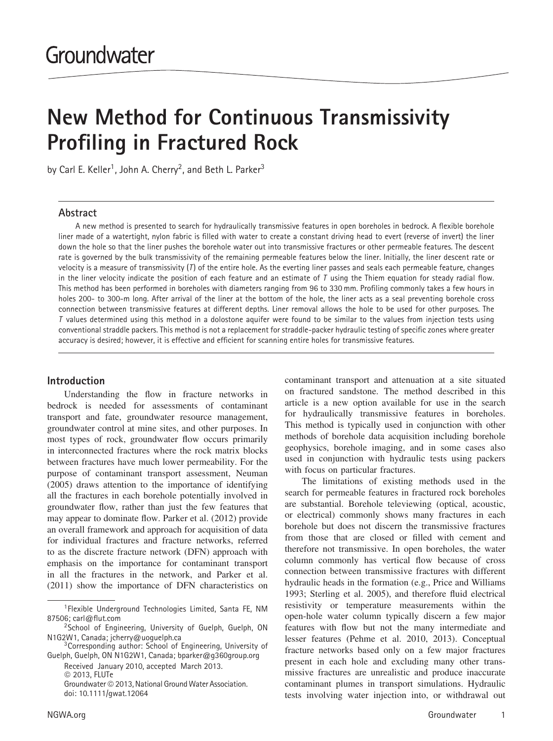# New Method for Continuous Transmissivity Profiling in Fractured Rock

by Carl E. Keller[1], John A. Cherry[2], and Beth L. Parker[3]

## Abstract

A new method is presented to search for hydraulically transmissive features in open boreholes in bedrock. A flexible borehole liner made of a watertight, nylon fabric is filled with water to create a constant driving head to evert (reverse of invert) the liner down the hole so that the liner pushes the borehole water out into transmissive fractures or other permeable features. The descent rate is governed by the bulk transmissivity of the remaining permeable features below the liner. Initially, the liner descent rate or velocity is a measure of transmissivity (*T*) of the entire hole. As the everting liner passes and seals each permeable feature, changes in the liner velocity indicate the position of each feature and an estimate of *T* using the Thiem equation for steady radial flow. This method has been performed in boreholes with diameters ranging from 96 to 330 mm. Profiling commonly takes a few hours in holes 200- to 300-m long. After arrival of the liner at the bottom of the hole, the liner acts as a seal preventing borehole cross connection between transmissive features at different depths. Liner removal allows the hole to be used for other purposes. The *T* values determined using this method in a dolostone aquifer were found to be similar to the values from injection tests using conventional straddle packers. This method is not a replacement for straddle-packer hydraulic testing of specific zones where greater accuracy is desired; however, it is effective and efficient for scanning entire holes for transmissive features.

## Introduction

Understanding the flow in fracture networks in bedrock is needed for assessments of contaminant transport and fate, groundwater resource management, groundwater control at mine sites, and other purposes. In most types of rock, groundwater flow occurs primarily in interconnected fractures where the rock matrix blocks between fractures have much lower permeability. For the purpose of contaminant transport assessment, Neuman (2005) draws attention to the importance of identifying all the fractures in each borehole potentially involved in groundwater flow, rather than just the few features that may appear to dominate flow. Parker et al. (2012) provide an overall framework and approach for acquisition of data for individual fractures and fracture networks, referred to as the discrete fracture network (DFN) approach with emphasis on the importance for contaminant transport in all the fractures in the network, and Parker et al. (2011) show the importance of DFN characteristics on contaminant transport and attenuation at a site situated on fractured sandstone. The method described in this article is a new option available for use in the search for hydraulically transmissive features in boreholes. This method is typically used in conjunction with other methods of borehole data acquisition including borehole geophysics, borehole imaging, and in some cases also used in conjunction with hydraulic tests using packers with focus on particular fractures.

The limitations of existing methods used in the search for permeable features in fractured rock boreholes are substantial. Borehole televiewing (optical, acoustic, or electrical) commonly shows many fractures in each borehole but does not discern the transmissive fractures from those that are closed or filled with cement and therefore not transmissive. In open boreholes, the water column commonly has vertical flow because of cross connection between transmissive fractures with different hydraulic heads in the formation (e.g., Price and Williams 1993; Sterling et al. 2005), and therefore fluid electrical resistivity or temperature measurements within the open-hole water column typically discern a few major features with flow but not the many intermediate and lesser features (Pehme et al. 2010, 2013). Conceptual fracture networks based only on a few major fractures present in each hole and excluding many other transmissive fractures are unrealistic and produce inaccurate contaminant plumes in transport simulations. Hydraulic tests involving water injection into, or withdrawal out

---

[1]Flexible Underground Technologies Limited, Santa FE, NM 87506; carl@flut.com

[2]School of Engineering, University of Guelph, Guelph, ON N1G2W1, Canada; jcherry@uoguelph.ca

[3]Corresponding author: School of Engineering, University of Guelph, Guelph, ON N1G2W1, Canada; bparker@g360group.org

Received January 2010, accepted March 2013.
© 2013, FLUTe
Groundwater © 2013, National Ground Water Association.
doi: 10.1111/gwat.12064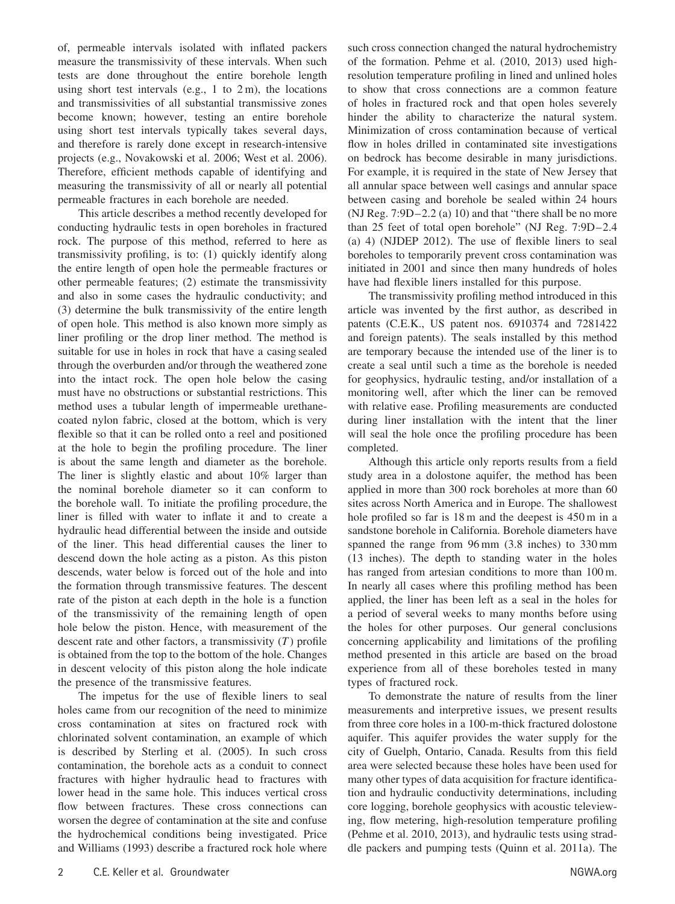of, permeable intervals isolated with inflated packers measure the transmissivity of these intervals. When such tests are done throughout the entire borehole length using short test intervals (e.g., 1 to 2 m), the locations and transmissivities of all substantial transmissive zones become known; however, testing an entire borehole using short test intervals typically takes several days, and therefore is rarely done except in research-intensive projects (e.g., Novakowski et al. 2006; West et al. 2006). Therefore, efficient methods capable of identifying and measuring the transmissivity of all or nearly all potential permeable fractures in each borehole are needed.

This article describes a method recently developed for conducting hydraulic tests in open boreholes in fractured rock. The purpose of this method, referred to here as transmissivity profiling, is to: (1) quickly identify along the entire length of open hole the permeable fractures or other permeable features; (2) estimate the transmissivity and also in some cases the hydraulic conductivity; and (3) determine the bulk transmissivity of the entire length of open hole. This method is also known more simply as liner profiling or the drop liner method. The method is suitable for use in holes in rock that have a casing sealed through the overburden and/or through the weathered zone into the intact rock. The open hole below the casing must have no obstructions or substantial restrictions. This method uses a tubular length of impermeable urethane-coated nylon fabric, closed at the bottom, which is very flexible so that it can be rolled onto a reel and positioned at the hole to begin the profiling procedure. The liner is about the same length and diameter as the borehole. The liner is slightly elastic and about 10% larger than the nominal borehole diameter so it can conform to the borehole wall. To initiate the profiling procedure, the liner is filled with water to inflate it and to create a hydraulic head differential between the inside and outside of the liner. This head differential causes the liner to descend down the hole acting as a piston. As this piston descends, water below is forced out of the hole and into the formation through transmissive features. The descent rate of the piston at each depth in the hole is a function of the transmissivity of the remaining length of open hole below the piston. Hence, with measurement of the descent rate and other factors, a transmissivity ($T$) profile is obtained from the top to the bottom of the hole. Changes in descent velocity of this piston along the hole indicate the presence of the transmissive features.

The impetus for the use of flexible liners to seal holes came from our recognition of the need to minimize cross contamination at sites on fractured rock with chlorinated solvent contamination, an example of which is described by Sterling et al. (2005). In such cross contamination, the borehole acts as a conduit to connect fractures with higher hydraulic head to fractures with lower head in the same hole. This induces vertical cross flow between fractures. These cross connections can worsen the degree of contamination at the site and confuse the hydrochemical conditions being investigated. Price and Williams (1993) describe a fractured rock hole where such cross connection changed the natural hydrochemistry of the formation. Pehme et al. (2010, 2013) used high-resolution temperature profiling in lined and unlined holes to show that cross connections are a common feature of holes in fractured rock and that open holes severely hinder the ability to characterize the natural system. Minimization of cross contamination because of vertical flow in holes drilled in contaminated site investigations on bedrock has become desirable in many jurisdictions. For example, it is required in the state of New Jersey that all annular space between well casings and annular space between casing and borehole be sealed within 24 hours (NJ Reg. 7:9D–2.2 (a) 10) and that "there shall be no more than 25 feet of total open borehole" (NJ Reg. 7:9D–2.4 (a) 4) (NJDEP 2012). The use of flexible liners to seal boreholes to temporarily prevent cross contamination was initiated in 2001 and since then many hundreds of holes have had flexible liners installed for this purpose.

The transmissivity profiling method introduced in this article was invented by the first author, as described in patents (C.E.K., US patent nos. 6910374 and 7281422 and foreign patents). The seals installed by this method are temporary because the intended use of the liner is to create a seal until such a time as the borehole is needed for geophysics, hydraulic testing, and/or installation of a monitoring well, after which the liner can be removed with relative ease. Profiling measurements are conducted during liner installation with the intent that the liner will seal the hole once the profiling procedure has been completed.

Although this article only reports results from a field study area in a dolostone aquifer, the method has been applied in more than 300 rock boreholes at more than 60 sites across North America and in Europe. The shallowest hole profiled so far is 18 m and the deepest is 450 m in a sandstone borehole in California. Borehole diameters have spanned the range from 96 mm (3.8 inches) to 330 mm (13 inches). The depth to standing water in the holes has ranged from artesian conditions to more than 100 m. In nearly all cases where this profiling method has been applied, the liner has been left as a seal in the holes for a period of several weeks to many months before using the holes for other purposes. Our general conclusions concerning applicability and limitations of the profiling method presented in this article are based on the broad experience from all of these boreholes tested in many types of fractured rock.

To demonstrate the nature of results from the liner measurements and interpretive issues, we present results from three core holes in a 100-m-thick fractured dolostone aquifer. This aquifer provides the water supply for the city of Guelph, Ontario, Canada. Results from this field area were selected because these holes have been used for many other types of data acquisition for fracture identification and hydraulic conductivity determinations, including core logging, borehole geophysics with acoustic televiewing, flow metering, high-resolution temperature profiling (Pehme et al. 2010, 2013), and hydraulic tests using straddle packers and pumping tests (Quinn et al. 2011a). The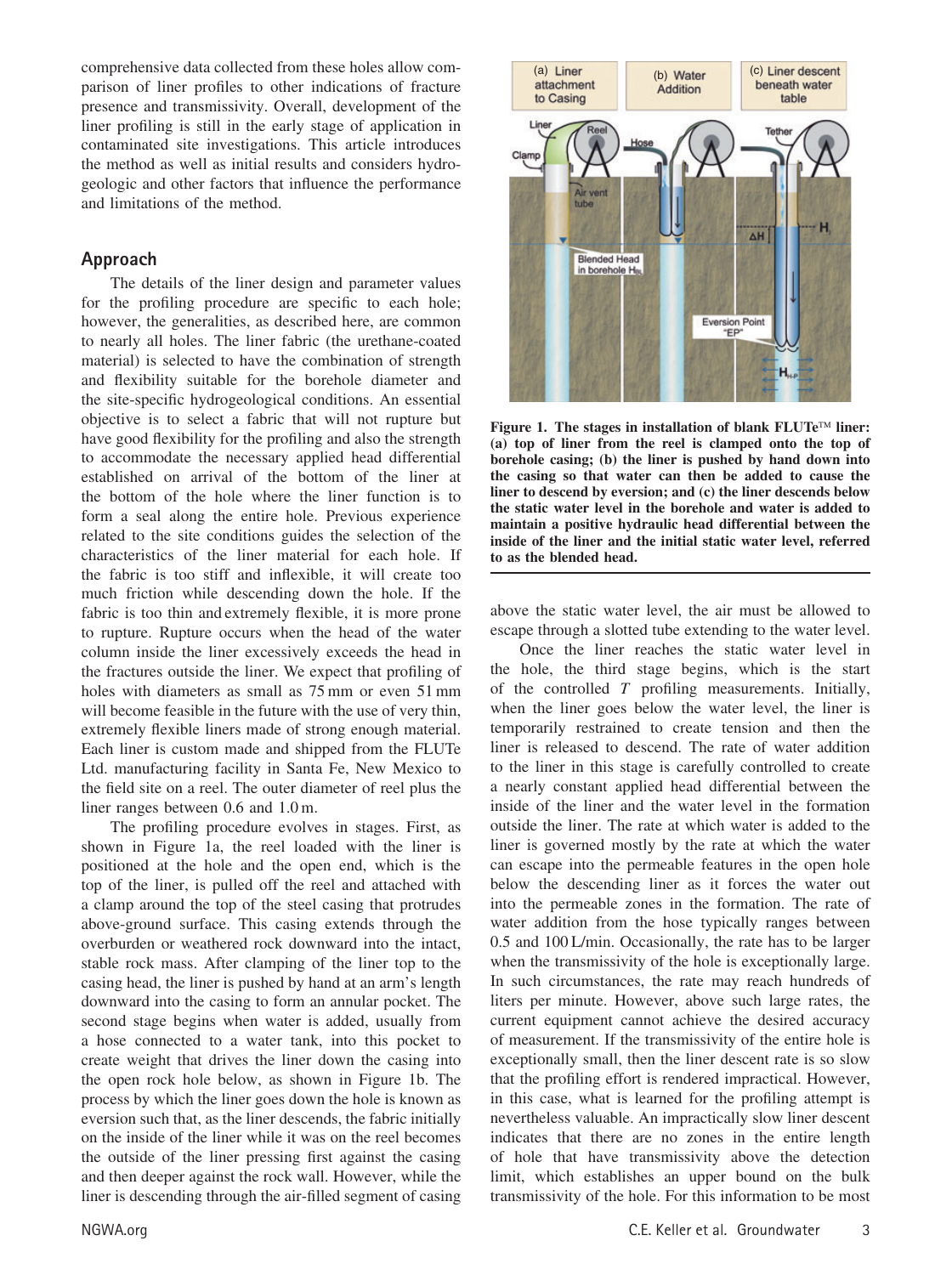comprehensive data collected from these holes allow comparison of liner profiles to other indications of fracture presence and transmissivity. Overall, development of the liner profiling is still in the early stage of application in contaminated site investigations. This article introduces the method as well as initial results and considers hydrogeologic and other factors that influence the performance and limitations of the method.

## Approach

The details of the liner design and parameter values for the profiling procedure are specific to each hole; however, the generalities, as described here, are common to nearly all holes. The liner fabric (the urethane-coated material) is selected to have the combination of strength and flexibility suitable for the borehole diameter and the site-specific hydrogeological conditions. An essential objective is to select a fabric that will not rupture but have good flexibility for the profiling and also the strength to accommodate the necessary applied head differential established on arrival of the bottom of the liner at the bottom of the hole where the liner function is to form a seal along the entire hole. Previous experience related to the site conditions guides the selection of the characteristics of the liner material for each hole. If the fabric is too stiff and inflexible, it will create too much friction while descending down the hole. If the fabric is too thin and extremely flexible, it is more prone to rupture. Rupture occurs when the head of the water column inside the liner excessively exceeds the head in the fractures outside the liner. We expect that profiling of holes with diameters as small as 75 mm or even 51 mm will become feasible in the future with the use of very thin, extremely flexible liners made of strong enough material. Each liner is custom made and shipped from the FLUTe Ltd. manufacturing facility in Santa Fe, New Mexico to the field site on a reel. The outer diameter of reel plus the liner ranges between 0.6 and 1.0 m.

The profiling procedure evolves in stages. First, as shown in Figure 1a, the reel loaded with the liner is positioned at the hole and the open end, which is the top of the liner, is pulled off the reel and attached with a clamp around the top of the steel casing that protrudes above-ground surface. This casing extends through the overburden or weathered rock downward into the intact, stable rock mass. After clamping of the liner top to the casing head, the liner is pushed by hand at an arm's length downward into the casing to form an annular pocket. The second stage begins when water is added, usually from a hose connected to a water tank, into this pocket to create weight that drives the liner down the casing into the open rock hole below, as shown in Figure 1b. The process by which the liner goes down the hole is known as eversion such that, as the liner descends, the fabric initially on the inside of the liner while it was on the reel becomes the outside of the liner pressing first against the casing and then deeper against the rock wall. However, while the liner is descending through the air-filled segment of casing above the static water level, the air must be allowed to escape through a slotted tube extending to the water level.

**Figure 1. The stages in installation of blank FLUTe™ liner: (a) top of liner from the reel is clamped onto the top of borehole casing; (b) the liner is pushed by hand down into the casing so that water can then be added to cause the liner to descend by eversion; and (c) the liner descends below the static water level in the borehole and water is added to maintain a positive hydraulic head differential between the inside of the liner and the initial static water level, referred to as the blended head.**

Once the liner reaches the static water level in the hole, the third stage begins, which is the start of the controlled $T$ profiling measurements. Initially, when the liner goes below the water level, the liner is temporarily restrained to create tension and then the liner is released to descend. The rate of water addition to the liner in this stage is carefully controlled to create a nearly constant applied head differential between the inside of the liner and the water level in the formation outside the liner. The rate at which water is added to the liner is governed mostly by the rate at which the water can escape into the permeable features in the open hole below the descending liner as it forces the water out into the permeable zones in the formation. The rate of water addition from the hose typically ranges between 0.5 and 100 L/min. Occasionally, the rate has to be larger when the transmissivity of the hole is exceptionally large. In such circumstances, the rate may reach hundreds of liters per minute. However, above such large rates, the current equipment cannot achieve the desired accuracy of measurement. If the transmissivity of the entire hole is exceptionally small, then the liner descent rate is so slow that the profiling effort is rendered impractical. However, in this case, what is learned for the profiling attempt is nevertheless valuable. An impractically slow liner descent indicates that there are no zones in the entire length of hole that have transmissivity above the detection limit, which establishes an upper bound on the bulk transmissivity of the hole. For this information to be most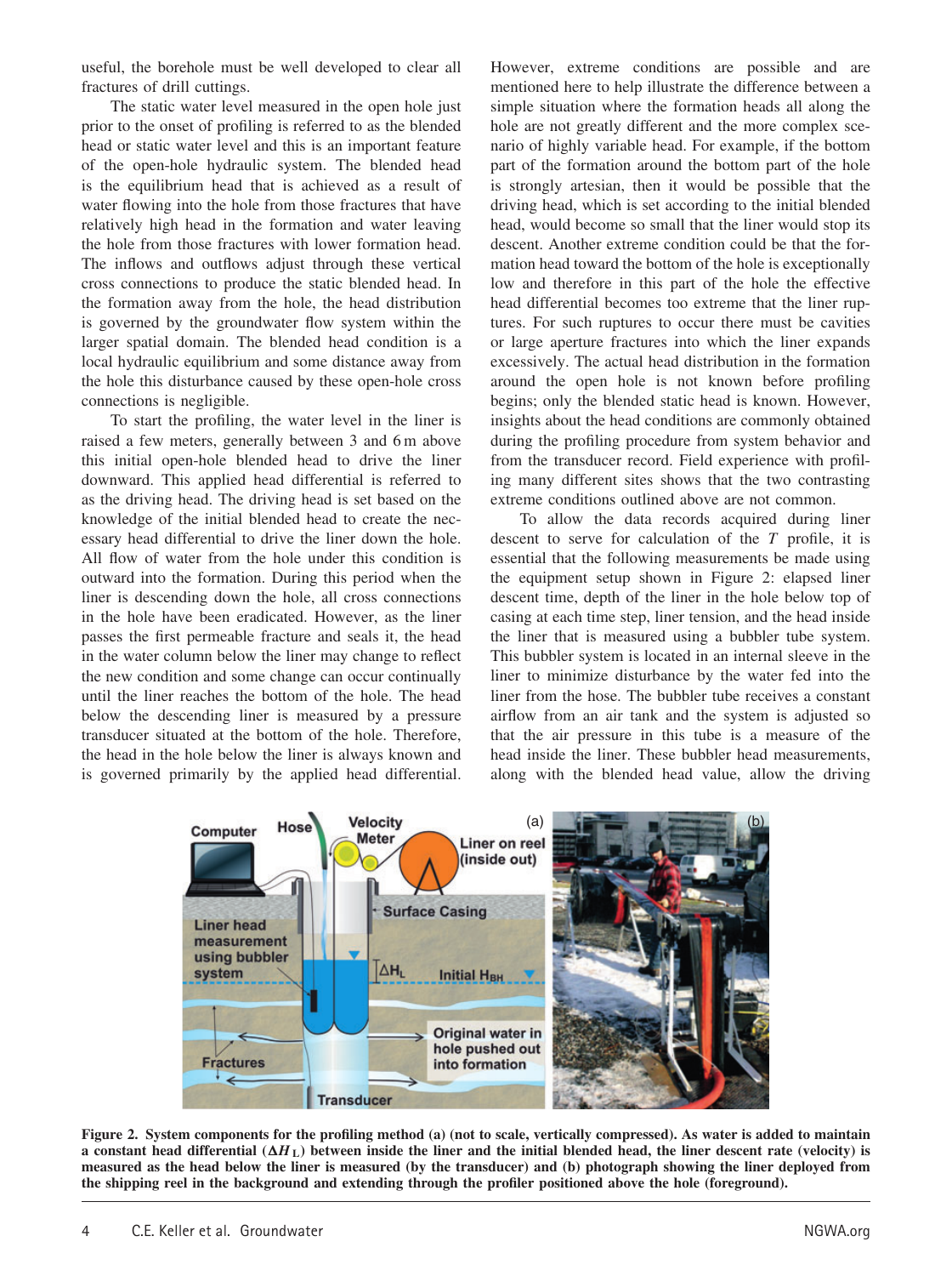useful, the borehole must be well developed to clear all fractures of drill cuttings.

The static water level measured in the open hole just prior to the onset of profiling is referred to as the blended head or static water level and this is an important feature of the open-hole hydraulic system. The blended head is the equilibrium head that is achieved as a result of water flowing into the hole from those fractures that have relatively high head in the formation and water leaving the hole from those fractures with lower formation head. The inflows and outflows adjust through these vertical cross connections to produce the static blended head. In the formation away from the hole, the head distribution is governed by the groundwater flow system within the larger spatial domain. The blended head condition is a local hydraulic equilibrium and some distance away from the hole this disturbance caused by these open-hole cross connections is negligible.

To start the profiling, the water level in the liner is raised a few meters, generally between 3 and 6 m above this initial open-hole blended head to drive the liner downward. This applied head differential is referred to as the driving head. The driving head is set based on the knowledge of the initial blended head to create the necessary head differential to drive the liner down the hole. All flow of water from the hole under this condition is outward into the formation. During this period when the liner is descending down the hole, all cross connections in the hole have been eradicated. However, as the liner passes the first permeable fracture and seals it, the head in the water column below the liner may change to reflect the new condition and some change can occur continually until the liner reaches the bottom of the hole. The head below the descending liner is measured by a pressure transducer situated at the bottom of the hole. Therefore, the head in the hole below the liner is always known and is governed primarily by the applied head differential. However, extreme conditions are possible and are mentioned here to help illustrate the difference between a simple situation where the formation heads all along the hole are not greatly different and the more complex scenario of highly variable head. For example, if the bottom part of the formation around the bottom part of the hole is strongly artesian, then it would be possible that the driving head, which is set according to the initial blended head, would become so small that the liner would stop its descent. Another extreme condition could be that the formation head toward the bottom of the hole is exceptionally low and therefore in this part of the hole the effective head differential becomes too extreme that the liner ruptures. For such ruptures to occur there must be cavities or large aperture fractures into which the liner expands excessively. The actual head distribution in the formation around the open hole is not known before profiling begins; only the blended static head is known. However, insights about the head conditions are commonly obtained during the profiling procedure from system behavior and from the transducer record. Field experience with profiling many different sites shows that the two contrasting extreme conditions outlined above are not common.

To allow the data records acquired during liner descent to serve for calculation of the $T$ profile, it is essential that the following measurements be made using the equipment setup shown in Figure 2: elapsed liner descent time, depth of the liner in the hole below top of casing at each time step, liner tension, and the head inside the liner that is measured using a bubbler tube system. This bubbler system is located in an internal sleeve in the liner to minimize disturbance by the water fed into the liner from the hose. The bubbler tube receives a constant airflow from an air tank and the system is adjusted so that the air pressure in this tube is a measure of the head inside the liner. These bubbler head measurements, along with the blended head value, allow the driving

**Figure 2. System components for the profiling method (a) (not to scale, vertically compressed). As water is added to maintain a constant head differential ($\Delta H_L$) between inside the liner and the initial blended head, the liner descent rate (velocity) is measured as the head below the liner is measured (by the transducer) and (b) photograph showing the liner deployed from the shipping reel in the background and extending through the profiler positioned above the hole (foreground).**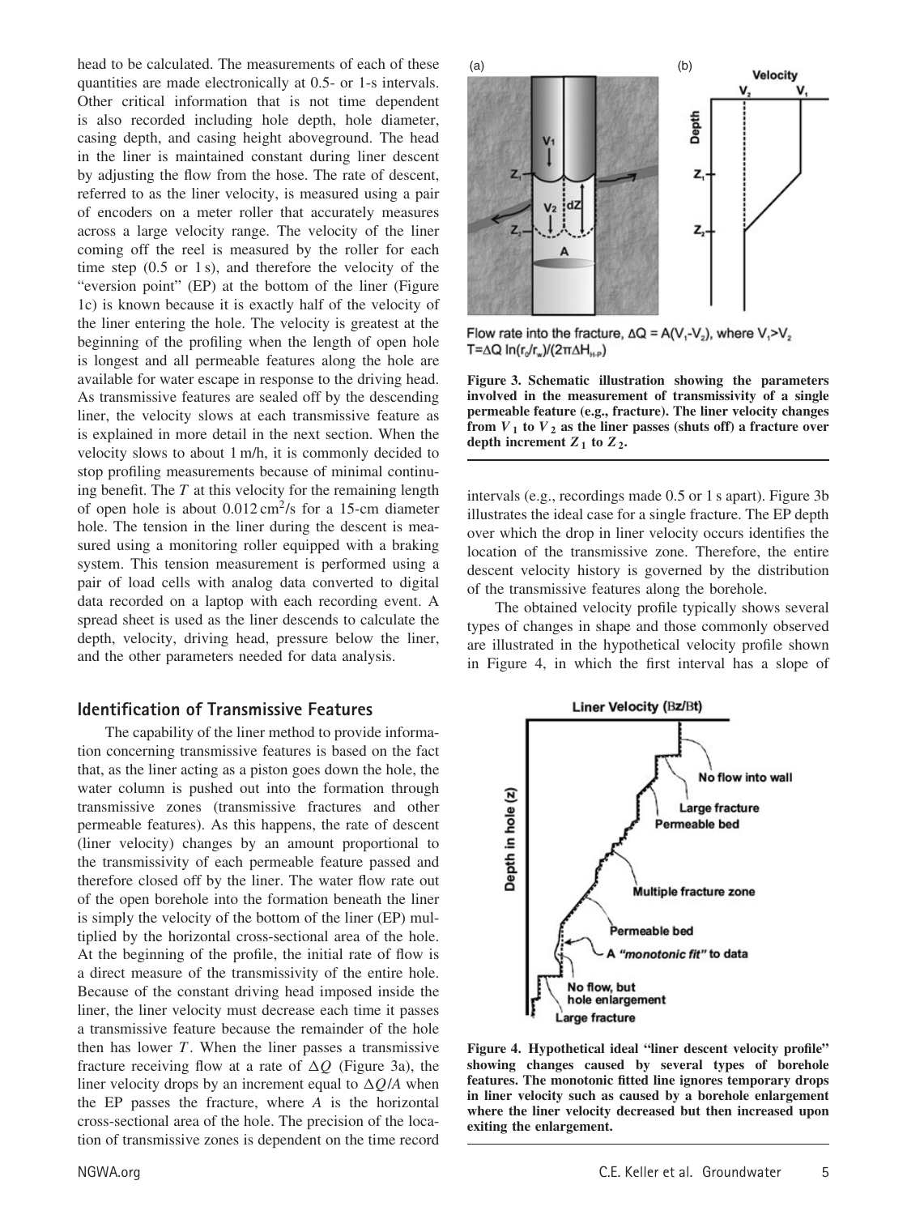head to be calculated. The measurements of each of these quantities are made electronically at 0.5- or 1-s intervals. Other critical information that is not time dependent is also recorded including hole depth, hole diameter, casing depth, and casing height aboveground. The head in the liner is maintained constant during liner descent by adjusting the flow from the hose. The rate of descent, referred to as the liner velocity, is measured using a pair of encoders on a meter roller that accurately measures across a large velocity range. The velocity of the liner coming off the reel is measured by the roller for each time step (0.5 or 1 s), and therefore the velocity of the "eversion point" (EP) at the bottom of the liner (Figure 1c) is known because it is exactly half of the velocity of the liner entering the hole. The velocity is greatest at the beginning of the profiling when the length of open hole is longest and all permeable features along the hole are available for water escape in response to the driving head. As transmissive features are sealed off by the descending liner, the velocity slows at each transmissive feature as is explained in more detail in the next section. When the velocity slows to about 1 m/h, it is commonly decided to stop profiling measurements because of minimal continuing benefit. The $T$ at this velocity for the remaining length of open hole is about $0.012\,cm^2/s$ for a 15-cm diameter hole. The tension in the liner during the descent is measured using a monitoring roller equipped with a braking system. This tension measurement is performed using a pair of load cells with analog data converted to digital data recorded on a laptop with each recording event. A spread sheet is used as the liner descends to calculate the depth, velocity, driving head, pressure below the liner, and the other parameters needed for data analysis.

## Identification of Transmissive Features

The capability of the liner method to provide information concerning transmissive features is based on the fact that, as the liner acting as a piston goes down the hole, the water column is pushed out into the formation through transmissive zones (transmissive fractures and other permeable features). As this happens, the rate of descent (liner velocity) changes by an amount proportional to the transmissivity of each permeable feature passed and therefore closed off by the liner. The water flow rate out of the open borehole into the formation beneath the liner is simply the velocity of the bottom of the liner (EP) multiplied by the horizontal cross-sectional area of the hole. At the beginning of the profile, the initial rate of flow is a direct measure of the transmissivity of the entire hole. Because of the constant driving head imposed inside the liner, the liner velocity must decrease each time it passes a transmissive feature because the remainder of the hole then has lower $T$. When the liner passes a transmissive fracture receiving flow at a rate of $\Delta Q$ (Figure 3a), the liner velocity drops by an increment equal to $\Delta Q/A$ when the EP passes the fracture, where $A$ is the horizontal cross-sectional area of the hole. The precision of the location of transmissive zones is dependent on the time record intervals (e.g., recordings made 0.5 or 1 s apart). Figure 3b illustrates the ideal case for a single fracture. The EP depth over which the drop in liner velocity occurs identifies the location of the transmissive zone. Therefore, the entire descent velocity history is governed by the distribution of the transmissive features along the borehole.

The obtained velocity profile typically shows several types of changes in shape and those commonly observed are illustrated in the hypothetical velocity profile shown in Figure 4, in which the first interval has a slope of

(a) (b)

Velocity

$V_2$ $V_1$

Depth

$Z_1$

$Z_2$

$V_1$ $V_2$ dZ A

Flow rate into the fracture, $\Delta Q = A(V_1 - V_2)$, where $V_1 > V_2$
$T = \Delta Q \ln(r_o/r_w)/(2\pi \Delta H_{H\text{-}P})$

**Figure 3. Schematic illustration showing the parameters involved in the measurement of transmissivity of a single permeable feature (e.g., fracture). The liner velocity changes from $V_1$ to $V_2$ as the liner passes (shuts off) a fracture over depth increment $Z_1$ to $Z_2$.**

Liner Velocity (∂z/∂t)

Depth in hole (z)

No flow into wall

Large fracture

Permeable bed

Multiple fracture zone

Permeable bed

A *"monotonic fit"* to data

No flow, but hole enlargement

Large fracture

**Figure 4. Hypothetical ideal "liner descent velocity profile" showing changes caused by several types of borehole features. The monotonic fitted line ignores temporary drops in liner velocity such as caused by a borehole enlargement where the liner velocity decreased but then increased upon exiting the enlargement.**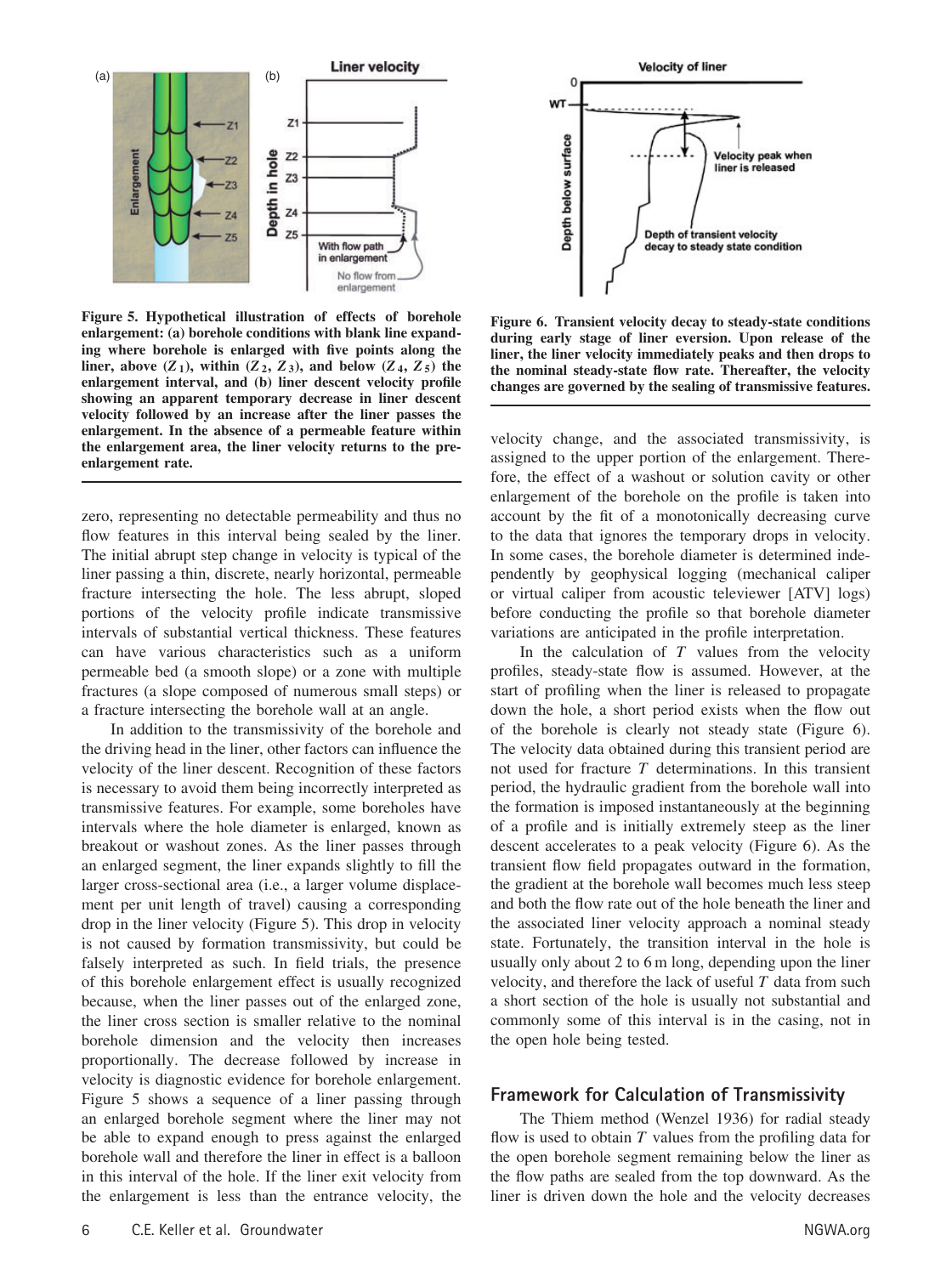Figure 5. Hypothetical illustration of effects of borehole enlargement: (a) borehole conditions with blank line expanding where borehole is enlarged with five points along the liner, above ($Z_1$), within ($Z_2$, $Z_3$), and below ($Z_4$, $Z_5$) the enlargement interval, and (b) liner descent velocity profile showing an apparent temporary decrease in liner descent velocity followed by an increase after the liner passes the enlargement. In the absence of a permeable feature within the enlargement area, the liner velocity returns to the pre-enlargement rate.

Figure 6. Transient velocity decay to steady-state conditions during early stage of liner eversion. Upon release of the liner, the liner velocity immediately peaks and then drops to the nominal steady-state flow rate. Thereafter, the velocity changes are governed by the sealing of transmissive features.

zero, representing no detectable permeability and thus no flow features in this interval being sealed by the liner. The initial abrupt step change in velocity is typical of the liner passing a thin, discrete, nearly horizontal, permeable fracture intersecting the hole. The less abrupt, sloped portions of the velocity profile indicate transmissive intervals of substantial vertical thickness. These features can have various characteristics such as a uniform permeable bed (a smooth slope) or a zone with multiple fractures (a slope composed of numerous small steps) or a fracture intersecting the borehole wall at an angle.

In addition to the transmissivity of the borehole and the driving head in the liner, other factors can influence the velocity of the liner descent. Recognition of these factors is necessary to avoid them being incorrectly interpreted as transmissive features. For example, some boreholes have intervals where the hole diameter is enlarged, known as breakout or washout zones. As the liner passes through an enlarged segment, the liner expands slightly to fill the larger cross-sectional area (i.e., a larger volume displacement per unit length of travel) causing a corresponding drop in the liner velocity (Figure 5). This drop in velocity is not caused by formation transmissivity, but could be falsely interpreted as such. In field trials, the presence of this borehole enlargement effect is usually recognized because, when the liner passes out of the enlarged zone, the liner cross section is smaller relative to the nominal borehole dimension and the velocity then increases proportionally. The decrease followed by increase in velocity is diagnostic evidence for borehole enlargement. Figure 5 shows a sequence of a liner passing through an enlarged borehole segment where the liner may not be able to expand enough to press against the enlarged borehole wall and therefore the liner in effect is a balloon in this interval of the hole. If the liner exit velocity from the enlargement is less than the entrance velocity, the velocity change, and the associated transmissivity, is assigned to the upper portion of the enlargement. Therefore, the effect of a washout or solution cavity or other enlargement of the borehole on the profile is taken into account by the fit of a monotonically decreasing curve to the data that ignores the temporary drops in velocity. In some cases, the borehole diameter is determined independently by geophysical logging (mechanical caliper or virtual caliper from acoustic televiewer [ATV] logs) before conducting the profile so that borehole diameter variations are anticipated in the profile interpretation.

In the calculation of $T$ values from the velocity profiles, steady-state flow is assumed. However, at the start of profiling when the liner is released to propagate down the hole, a short period exists when the flow out of the borehole is clearly not steady state (Figure 6). The velocity data obtained during this transient period are not used for fracture $T$ determinations. In this transient period, the hydraulic gradient from the borehole wall into the formation is imposed instantaneously at the beginning of a profile and is initially extremely steep as the liner descent accelerates to a peak velocity (Figure 6). As the transient flow field propagates outward in the formation, the gradient at the borehole wall becomes much less steep and both the flow rate out of the hole beneath the liner and the associated liner velocity approach a nominal steady state. Fortunately, the transition interval in the hole is usually only about 2 to 6 m long, depending upon the liner velocity, and therefore the lack of useful $T$ data from such a short section of the hole is usually not substantial and commonly some of this interval is in the casing, not in the open hole being tested.

## Framework for Calculation of Transmissivity

The Thiem method (Wenzel 1936) for radial steady flow is used to obtain $T$ values from the profiling data for the open borehole segment remaining below the liner as the flow paths are sealed from the top downward. As the liner is driven down the hole and the velocity decreases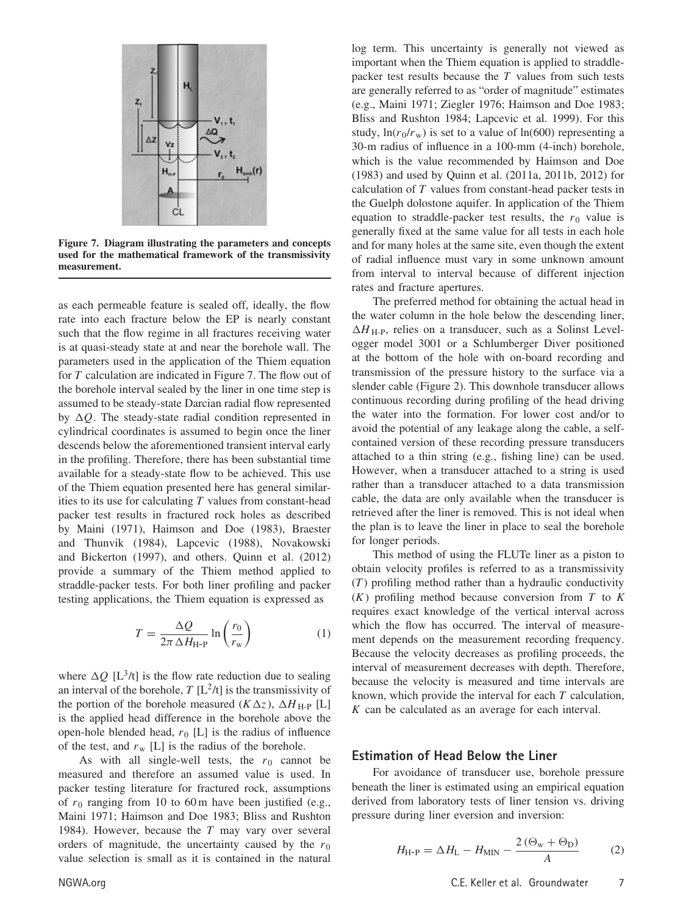Figure 7. Diagram illustrating the parameters and concepts used for the mathematical framework of the transmissivity measurement.

as each permeable feature is sealed off, ideally, the flow rate into each fracture below the EP is nearly constant such that the flow regime in all fractures receiving water is at quasi-steady state at and near the borehole wall. The parameters used in the application of the Thiem equation for $T$ calculation are indicated in Figure 7. The flow out of the borehole interval sealed by the liner in one time step is assumed to be steady-state Darcian radial flow represented by $\Delta Q$. The steady-state radial condition represented in cylindrical coordinates is assumed to begin once the liner descends below the aforementioned transient interval early in the profiling. Therefore, there has been substantial time available for a steady-state flow to be achieved. This use of the Thiem equation presented here has general similarities to its use for calculating $T$ values from constant-head packer test results in fractured rock holes as described by Maini (1971), Haimson and Doe (1983), Braester and Thunvik (1984), Lapcevic (1988), Novakowski and Bickerton (1997), and others. Quinn et al. (2012) provide a summary of the Thiem method applied to straddle-packer tests. For both liner profiling and packer testing applications, the Thiem equation is expressed as

$$T = \frac{\Delta Q}{2\pi \, \Delta H_{\text{H-P}}} \ln\left(\frac{r_0}{r_{\text{w}}}\right) \tag{1}$$

where $\Delta Q$ [L$^3$/t] is the flow rate reduction due to sealing an interval of the borehole, $T$ [L$^2$/t] is the transmissivity of the portion of the borehole measured ($K\Delta z$), $\Delta H_{\text{H-P}}$ [L] is the applied head difference in the borehole above the open-hole blended head, $r_0$ [L] is the radius of influence of the test, and $r_{\text{w}}$ [L] is the radius of the borehole.

As with all single-well tests, the $r_0$ cannot be measured and therefore an assumed value is used. In packer testing literature for fractured rock, assumptions of $r_0$ ranging from 10 to 60 m have been justified (e.g., Maini 1971; Haimson and Doe 1983; Bliss and Rushton 1984). However, because the $T$ may vary over several orders of magnitude, the uncertainty caused by the $r_0$ value selection is small as it is contained in the natural log term. This uncertainty is generally not viewed as important when the Thiem equation is applied to straddle-packer test results because the $T$ values from such tests are generally referred to as "order of magnitude" estimates (e.g., Maini 1971; Ziegler 1976; Haimson and Doe 1983; Bliss and Rushton 1984; Lapcevic et al. 1999). For this study, $\ln(r_0/r_{\text{w}})$ is set to a value of $\ln(600)$ representing a 30-m radius of influence in a 100-mm (4-inch) borehole, which is the value recommended by Haimson and Doe (1983) and used by Quinn et al. (2011a, 2011b, 2012) for calculation of $T$ values from constant-head packer tests in the Guelph dolostone aquifer. In application of the Thiem equation to straddle-packer test results, the $r_0$ value is generally fixed at the same value for all tests in each hole and for many holes at the same site, even though the extent of radial influence must vary in some unknown amount from interval to interval because of different injection rates and fracture apertures.

The preferred method for obtaining the actual head in the water column in the hole below the descending liner, $\Delta H_{\text{H-P}}$, relies on a transducer, such as a Solinst Levelogger model 3001 or a Schlumberger Diver positioned at the bottom of the hole with on-board recording and transmission of the pressure history to the surface via a slender cable (Figure 2). This downhole transducer allows continuous recording during profiling of the head driving the water into the formation. For lower cost and/or to avoid the potential of any leakage along the cable, a self-contained version of these recording pressure transducers attached to a thin string (e.g., fishing line) can be used. However, when a transducer attached to a string is used rather than a transducer attached to a data transmission cable, the data are only available when the transducer is retrieved after the liner is removed. This is not ideal when the plan is to leave the liner in place to seal the borehole for longer periods.

This method of using the FLUTe liner as a piston to obtain velocity profiles is referred to as a transmissivity ($T$) profiling method rather than a hydraulic conductivity ($K$) profiling method because conversion from $T$ to $K$ requires exact knowledge of the vertical interval across which the flow has occurred. The interval of measurement depends on the measurement recording frequency. Because the velocity decreases as profiling proceeds, the interval of measurement decreases with depth. Therefore, because the velocity is measured and time intervals are known, which provide the interval for each $T$ calculation, $K$ can be calculated as an average for each interval.

## Estimation of Head Below the Liner

For avoidance of transducer use, borehole pressure beneath the liner is estimated using an empirical equation derived from laboratory tests of liner tension vs. driving pressure during liner eversion and inversion:

$$H_{\text{H-P}} = \Delta H_{\text{L}} - H_{\text{MIN}} - \frac{2\,(\Theta_{\text{w}} + \Theta_{\text{D}})}{A} \tag{2}$$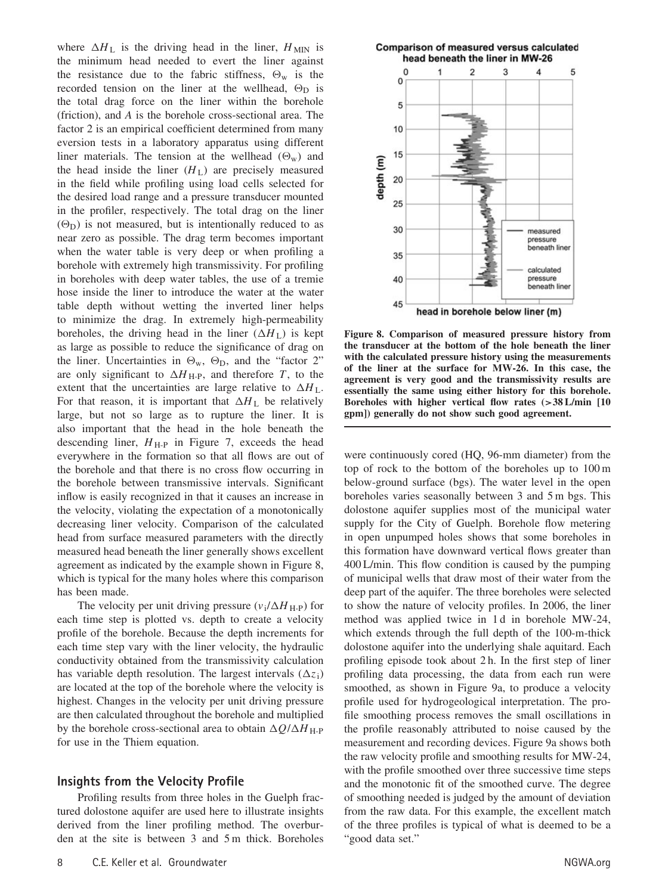where $\Delta H_L$ is the driving head in the liner, $H_{MIN}$ is the minimum head needed to evert the liner against the resistance due to the fabric stiffness, $\Theta_w$ is the recorded tension on the liner at the wellhead, $\Theta_D$ is the total drag force on the liner within the borehole (friction), and $A$ is the borehole cross-sectional area. The factor 2 is an empirical coefficient determined from many eversion tests in a laboratory apparatus using different liner materials. The tension at the wellhead ($\Theta_w$) and the head inside the liner ($H_L$) are precisely measured in the field while profiling using load cells selected for the desired load range and a pressure transducer mounted in the profiler, respectively. The total drag on the liner ($\Theta_D$) is not measured, but is intentionally reduced to as near zero as possible. The drag term becomes important when the water table is very deep or when profiling a borehole with extremely high transmissivity. For profiling in boreholes with deep water tables, the use of a tremie hose inside the liner to introduce the water at the water table depth without wetting the inverted liner helps to minimize the drag. In extremely high-permeability boreholes, the driving head in the liner ($\Delta H_L$) is kept as large as possible to reduce the significance of drag on the liner. Uncertainties in $\Theta_w$, $\Theta_D$, and the "factor 2" are only significant to $\Delta H_{H\text{-}P}$, and therefore $T$, to the extent that the uncertainties are large relative to $\Delta H_L$. For that reason, it is important that $\Delta H_L$ be relatively large, but not so large as to rupture the liner. It is also important that the head in the hole beneath the descending liner, $H_{H\text{-}P}$ in Figure 7, exceeds the head everywhere in the formation so that all flows are out of the borehole and that there is no cross flow occurring in the borehole between transmissive intervals. Significant inflow is easily recognized in that it causes an increase in the velocity, violating the expectation of a monotonically decreasing liner velocity. Comparison of the calculated head from surface measured parameters with the directly measured head beneath the liner generally shows excellent agreement as indicated by the example shown in Figure 8, which is typical for the many holes where this comparison has been made.

The velocity per unit driving pressure ($v_i/\Delta H_{H\text{-}P}$) for each time step is plotted vs. depth to create a velocity profile of the borehole. Because the depth increments for each time step vary with the liner velocity, the hydraulic conductivity obtained from the transmissivity calculation has variable depth resolution. The largest intervals ($\Delta z_i$) are located at the top of the borehole where the velocity is highest. Changes in the velocity per unit driving pressure are then calculated throughout the borehole and multiplied by the borehole cross-sectional area to obtain $\Delta Q/\Delta H_{H\text{-}P}$ for use in the Thiem equation.

**Figure 8. Comparison of measured pressure history from the transducer at the bottom of the hole beneath the liner with the calculated pressure history using the measurements of the liner at the surface for MW-26. In this case, the agreement is very good and the transmissivity results are essentially the same using either history for this borehole. Boreholes with higher vertical flow rates (>38 L/min [10 gpm]) generally do not show such good agreement.**

## Insights from the Velocity Profile

Profiling results from three holes in the Guelph fractured dolostone aquifer are used here to illustrate insights derived from the liner profiling method. The overburden at the site is between 3 and 5 m thick. Boreholes were continuously cored (HQ, 96-mm diameter) from the top of rock to the bottom of the boreholes up to 100 m below-ground surface (bgs). The water level in the open boreholes varies seasonally between 3 and 5 m bgs. This dolostone aquifer supplies most of the municipal water supply for the City of Guelph. Borehole flow metering in open unpumped holes shows that some boreholes in this formation have downward vertical flows greater than 400 L/min. This flow condition is caused by the pumping of municipal wells that draw most of their water from the deep part of the aquifer. The three boreholes were selected to show the nature of velocity profiles. In 2006, the liner method was applied twice in 1 d in borehole MW-24, which extends through the full depth of the 100-m-thick dolostone aquifer into the underlying shale aquitard. Each profiling episode took about 2 h. In the first step of liner profiling data processing, the data from each run were smoothed, as shown in Figure 9a, to produce a velocity profile used for hydrogeological interpretation. The profile smoothing process removes the small oscillations in the profile reasonably attributed to noise caused by the measurement and recording devices. Figure 9a shows both the raw velocity profile and smoothing results for MW-24, with the profile smoothed over three successive time steps and the monotonic fit of the smoothed curve. The degree of smoothing needed is judged by the amount of deviation from the raw data. For this example, the excellent match of the three profiles is typical of what is deemed to be a "good data set."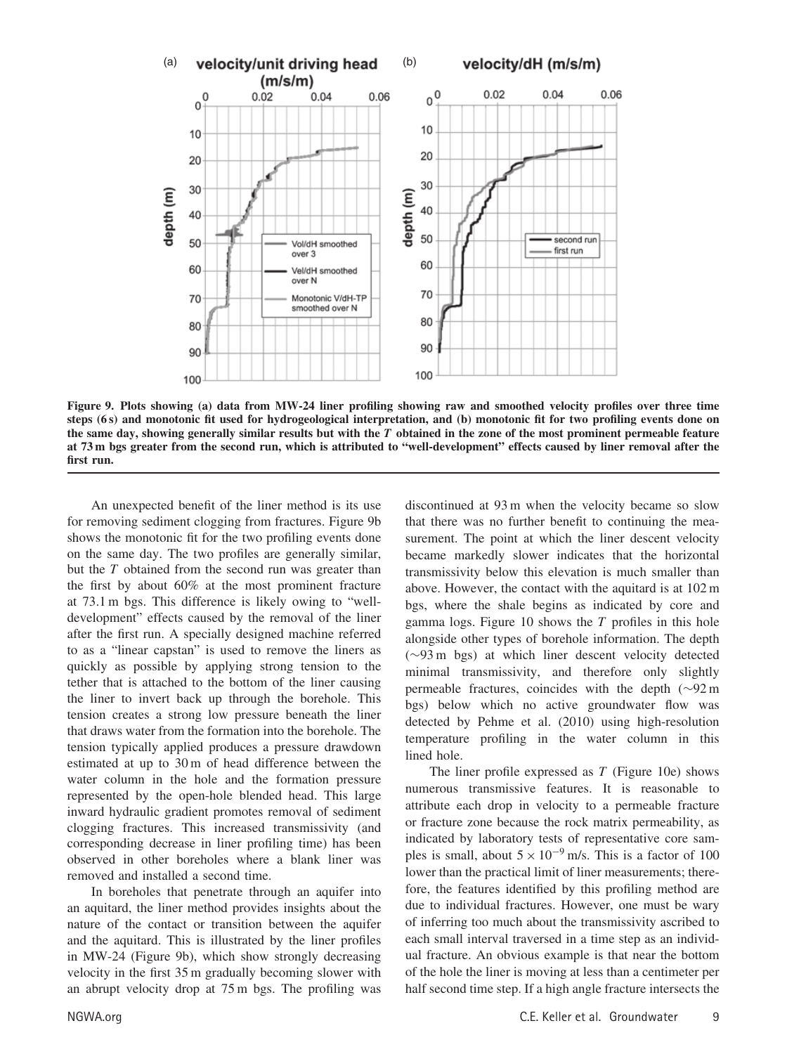**Figure 9. Plots showing (a) data from MW-24 liner profiling showing raw and smoothed velocity profiles over three time steps (6 s) and monotonic fit used for hydrogeological interpretation, and (b) monotonic fit for two profiling events done on the same day, showing generally similar results but with the *T* obtained in the zone of the most prominent permeable feature at 73 m bgs greater from the second run, which is attributed to "well-development" effects caused by liner removal after the first run.**

An unexpected benefit of the liner method is its use for removing sediment clogging from fractures. Figure 9b shows the monotonic fit for the two profiling events done on the same day. The two profiles are generally similar, but the *T* obtained from the second run was greater than the first by about 60% at the most prominent fracture at 73.1 m bgs. This difference is likely owing to "well-development" effects caused by the removal of the liner after the first run. A specially designed machine referred to as a "linear capstan" is used to remove the liners as quickly as possible by applying strong tension to the tether that is attached to the bottom of the liner causing the liner to invert back up through the borehole. This tension creates a strong low pressure beneath the liner that draws water from the formation into the borehole. The tension typically applied produces a pressure drawdown estimated at up to 30 m of head difference between the water column in the hole and the formation pressure represented by the open-hole blended head. This large inward hydraulic gradient promotes removal of sediment clogging fractures. This increased transmissivity (and corresponding decrease in liner profiling time) has been observed in other boreholes where a blank liner was removed and installed a second time.

In boreholes that penetrate through an aquifer into an aquitard, the liner method provides insights about the nature of the contact or transition between the aquifer and the aquitard. This is illustrated by the liner profiles in MW-24 (Figure 9b), which show strongly decreasing velocity in the first 35 m gradually becoming slower with an abrupt velocity drop at 75 m bgs. The profiling was discontinued at 93 m when the velocity became so slow that there was no further benefit to continuing the measurement. The point at which the liner descent velocity became markedly slower indicates that the horizontal transmissivity below this elevation is much smaller than above. However, the contact with the aquitard is at 102 m bgs, where the shale begins as indicated by core and gamma logs. Figure 10 shows the *T* profiles in this hole alongside other types of borehole information. The depth (~93 m bgs) at which liner descent velocity detected minimal transmissivity, and therefore only slightly permeable fractures, coincides with the depth (~92 m bgs) below which no active groundwater flow was detected by Pehme et al. (2010) using high-resolution temperature profiling in the water column in this lined hole.

The liner profile expressed as *T* (Figure 10e) shows numerous transmissive features. It is reasonable to attribute each drop in velocity to a permeable fracture or fracture zone because the rock matrix permeability, as indicated by laboratory tests of representative core samples is small, about $5 \times 10^{-9}$ m/s. This is a factor of 100 lower than the practical limit of liner measurements; therefore, the features identified by this profiling method are due to individual fractures. However, one must be wary of inferring too much about the transmissivity ascribed to each small interval traversed in a time step as an individual fracture. An obvious example is that near the bottom of the hole the liner is moving at less than a centimeter per half second time step. If a high angle fracture intersects the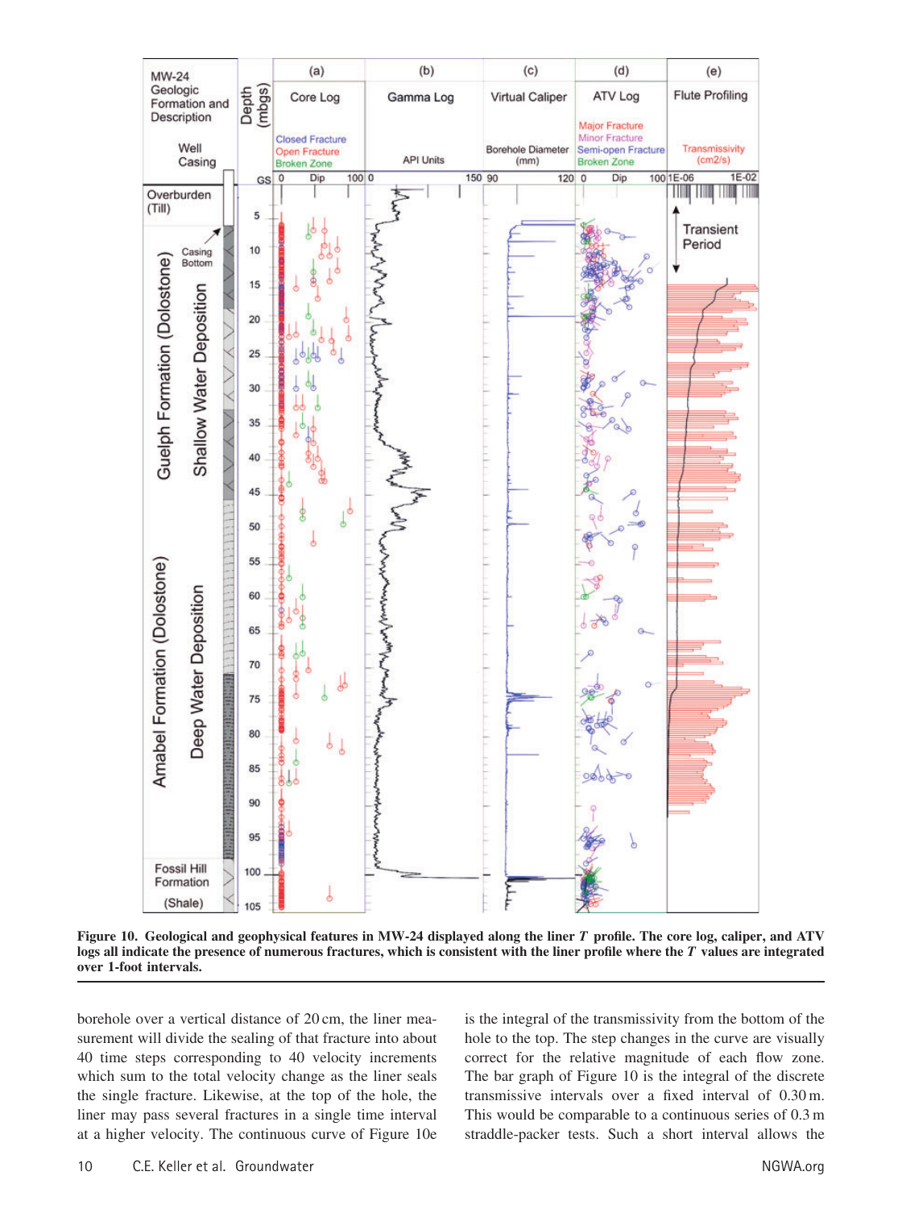**Figure 10. Geological and geophysical features in MW-24 displayed along the liner *T* profile. The core log, caliper, and ATV logs all indicate the presence of numerous fractures, which is consistent with the liner profile where the *T* values are integrated over 1-foot intervals.**

borehole over a vertical distance of 20 cm, the liner measurement will divide the sealing of that fracture into about 40 time steps corresponding to 40 velocity increments which sum to the total velocity change as the liner seals the single fracture. Likewise, at the top of the hole, the liner may pass several fractures in a single time interval at a higher velocity. The continuous curve of Figure 10e is the integral of the transmissivity from the bottom of the hole to the top. The step changes in the curve are visually correct for the relative magnitude of each flow zone. The bar graph of Figure 10 is the integral of the discrete transmissive intervals over a fixed interval of 0.30 m. This would be comparable to a continuous series of 0.3 m straddle-packer tests. Such a short interval allows the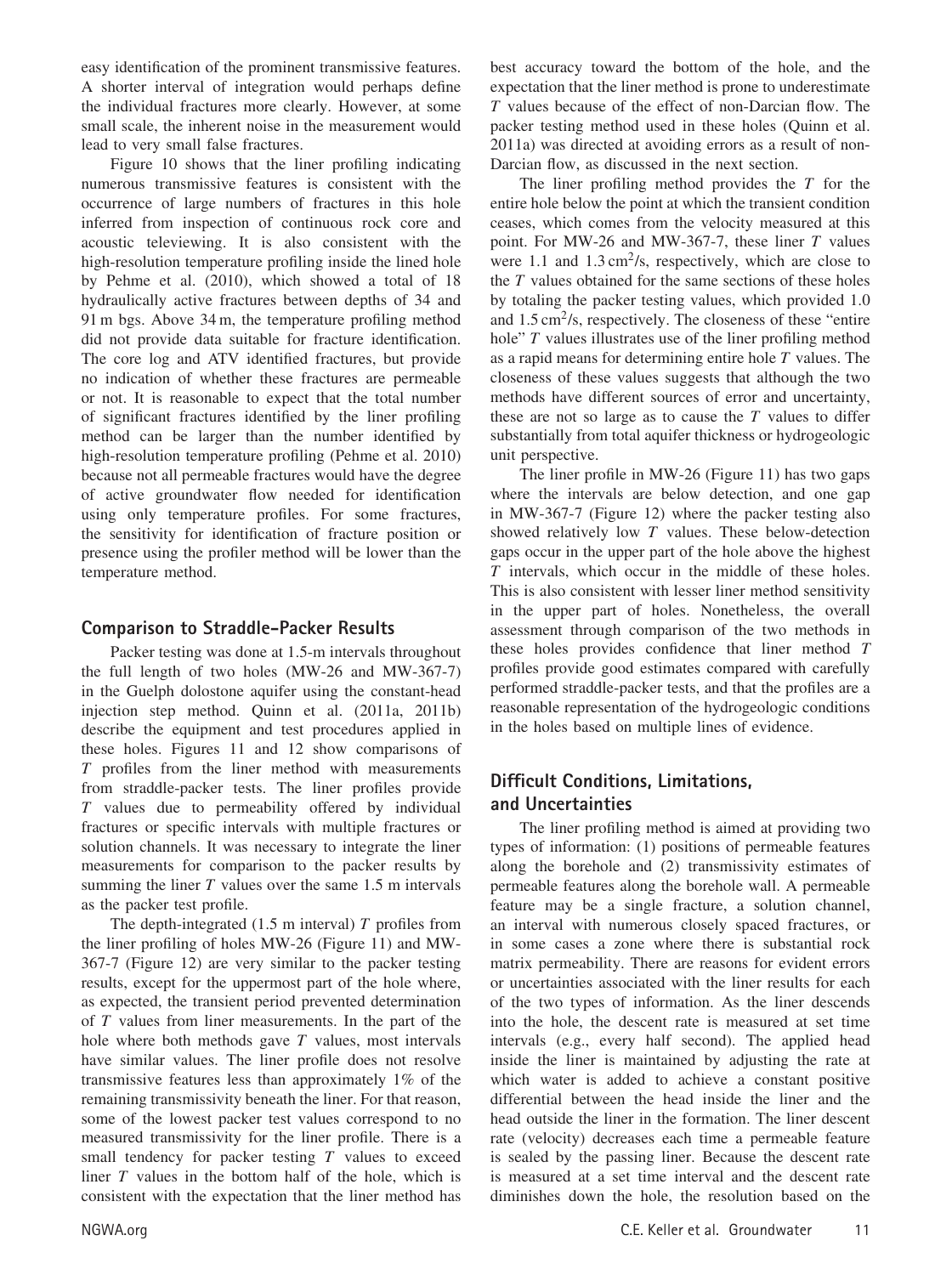easy identification of the prominent transmissive features. A shorter interval of integration would perhaps define the individual fractures more clearly. However, at some small scale, the inherent noise in the measurement would lead to very small false fractures.

Figure 10 shows that the liner profiling indicating numerous transmissive features is consistent with the occurrence of large numbers of fractures in this hole inferred from inspection of continuous rock core and acoustic televiewing. It is also consistent with the high-resolution temperature profiling inside the lined hole by Pehme et al. (2010), which showed a total of 18 hydraulically active fractures between depths of 34 and 91 m bgs. Above 34 m, the temperature profiling method did not provide data suitable for fracture identification. The core log and ATV identified fractures, but provide no indication of whether these fractures are permeable or not. It is reasonable to expect that the total number of significant fractures identified by the liner profiling method can be larger than the number identified by high-resolution temperature profiling (Pehme et al. 2010) because not all permeable fractures would have the degree of active groundwater flow needed for identification using only temperature profiles. For some fractures, the sensitivity for identification of fracture position or presence using the profiler method will be lower than the temperature method.

## Comparison to Straddle-Packer Results

Packer testing was done at 1.5-m intervals throughout the full length of two holes (MW-26 and MW-367-7) in the Guelph dolostone aquifer using the constant-head injection step method. Quinn et al. (2011a, 2011b) describe the equipment and test procedures applied in these holes. Figures 11 and 12 show comparisons of $T$ profiles from the liner method with measurements from straddle-packer tests. The liner profiles provide $T$ values due to permeability offered by individual fractures or specific intervals with multiple fractures or solution channels. It was necessary to integrate the liner measurements for comparison to the packer results by summing the liner $T$ values over the same 1.5 m intervals as the packer test profile.

The depth-integrated (1.5 m interval) $T$ profiles from the liner profiling of holes MW-26 (Figure 11) and MW-367-7 (Figure 12) are very similar to the packer testing results, except for the uppermost part of the hole where, as expected, the transient period prevented determination of $T$ values from liner measurements. In the part of the hole where both methods gave $T$ values, most intervals have similar values. The liner profile does not resolve transmissive features less than approximately 1% of the remaining transmissivity beneath the liner. For that reason, some of the lowest packer test values correspond to no measured transmissivity for the liner profile. There is a small tendency for packer testing $T$ values to exceed liner $T$ values in the bottom half of the hole, which is consistent with the expectation that the liner method has best accuracy toward the bottom of the hole, and the expectation that the liner method is prone to underestimate $T$ values because of the effect of non-Darcian flow. The packer testing method used in these holes (Quinn et al. 2011a) was directed at avoiding errors as a result of non-Darcian flow, as discussed in the next section.

The liner profiling method provides the $T$ for the entire hole below the point at which the transient condition ceases, which comes from the velocity measured at this point. For MW-26 and MW-367-7, these liner $T$ values were 1.1 and 1.3 $cm^2/s$, respectively, which are close to the $T$ values obtained for the same sections of these holes by totaling the packer testing values, which provided 1.0 and 1.5 $cm^2/s$, respectively. The closeness of these "entire hole" $T$ values illustrates use of the liner profiling method as a rapid means for determining entire hole $T$ values. The closeness of these values suggests that although the two methods have different sources of error and uncertainty, these are not so large as to cause the $T$ values to differ substantially from total aquifer thickness or hydrogeologic unit perspective.

The liner profile in MW-26 (Figure 11) has two gaps where the intervals are below detection, and one gap in MW-367-7 (Figure 12) where the packer testing also showed relatively low $T$ values. These below-detection gaps occur in the upper part of the hole above the highest $T$ intervals, which occur in the middle of these holes. This is also consistent with lesser liner method sensitivity in the upper part of holes. Nonetheless, the overall assessment through comparison of the two methods in these holes provides confidence that liner method $T$ profiles provide good estimates compared with carefully performed straddle-packer tests, and that the profiles are a reasonable representation of the hydrogeologic conditions in the holes based on multiple lines of evidence.

## Difficult Conditions, Limitations, and Uncertainties

The liner profiling method is aimed at providing two types of information: (1) positions of permeable features along the borehole and (2) transmissivity estimates of permeable features along the borehole wall. A permeable feature may be a single fracture, a solution channel, an interval with numerous closely spaced fractures, or in some cases a zone where there is substantial rock matrix permeability. There are reasons for evident errors or uncertainties associated with the liner results for each of the two types of information. As the liner descends into the hole, the descent rate is measured at set time intervals (e.g., every half second). The applied head inside the liner is maintained by adjusting the rate at which water is added to achieve a constant positive differential between the head inside the liner and the head outside the liner in the formation. The liner descent rate (velocity) decreases each time a permeable feature is sealed by the passing liner. Because the descent rate is measured at a set time interval and the descent rate diminishes down the hole, the resolution based on the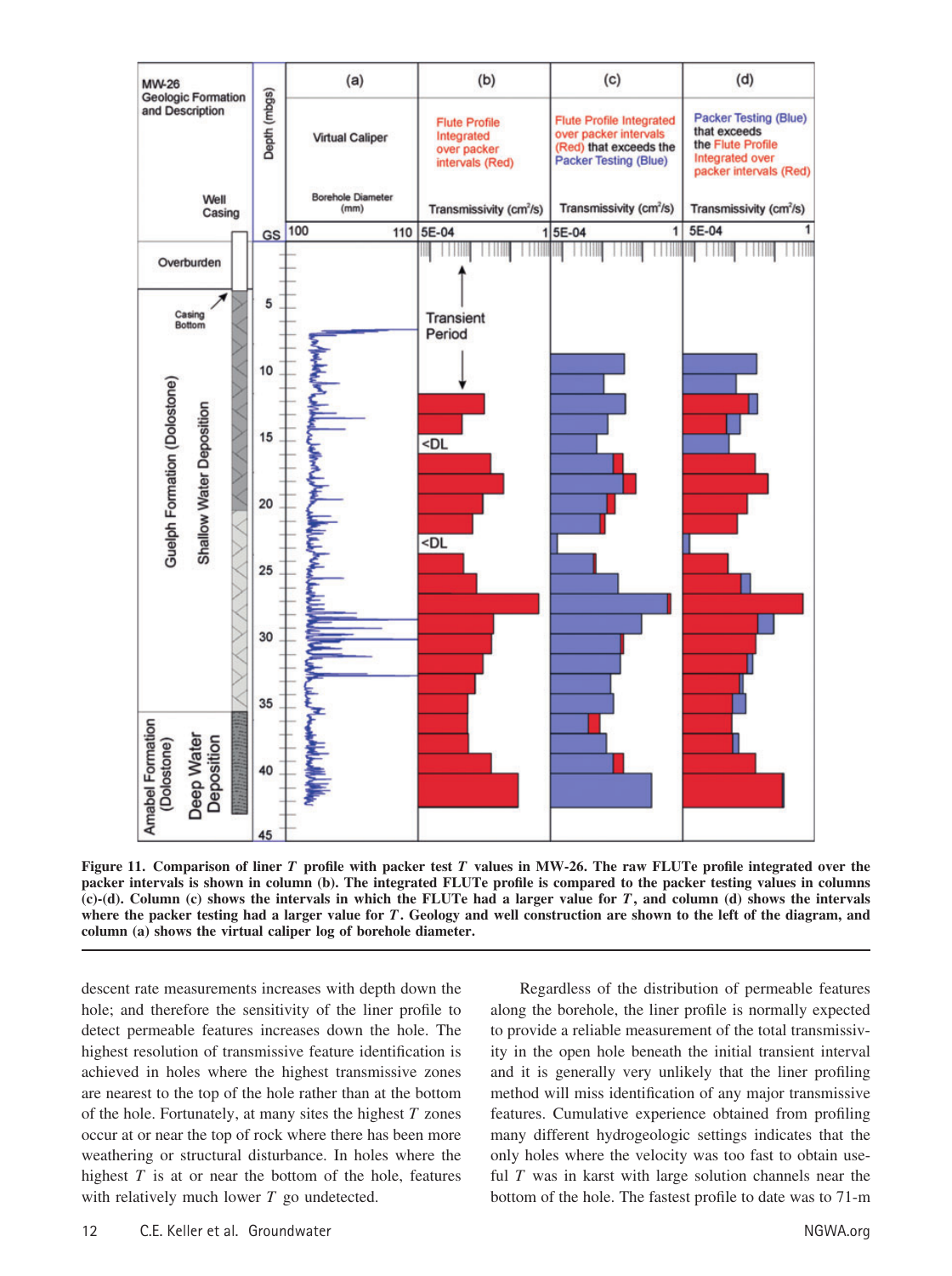**Figure 11. Comparison of liner $T$ profile with packer test $T$ values in MW-26. The raw FLUTe profile integrated over the packer intervals is shown in column (b). The integrated FLUTe profile is compared to the packer testing values in columns (c)-(d). Column (c) shows the intervals in which the FLUTe had a larger value for $T$, and column (d) shows the intervals where the packer testing had a larger value for $T$. Geology and well construction are shown to the left of the diagram, and column (a) shows the virtual caliper log of borehole diameter.**

descent rate measurements increases with depth down the hole; and therefore the sensitivity of the liner profile to detect permeable features increases down the hole. The highest resolution of transmissive feature identification is achieved in holes where the highest transmissive zones are nearest to the top of the hole rather than at the bottom of the hole. Fortunately, at many sites the highest $T$ zones occur at or near the top of rock where there has been more weathering or structural disturbance. In holes where the highest $T$ is at or near the bottom of the hole, features with relatively much lower $T$ go undetected.

Regardless of the distribution of permeable features along the borehole, the liner profile is normally expected to provide a reliable measurement of the total transmissivity in the open hole beneath the initial transient interval and it is generally very unlikely that the liner profiling method will miss identification of any major transmissive features. Cumulative experience obtained from profiling many different hydrogeologic settings indicates that the only holes where the velocity was too fast to obtain useful $T$ was in karst with large solution channels near the bottom of the hole. The fastest profile to date was to 71-m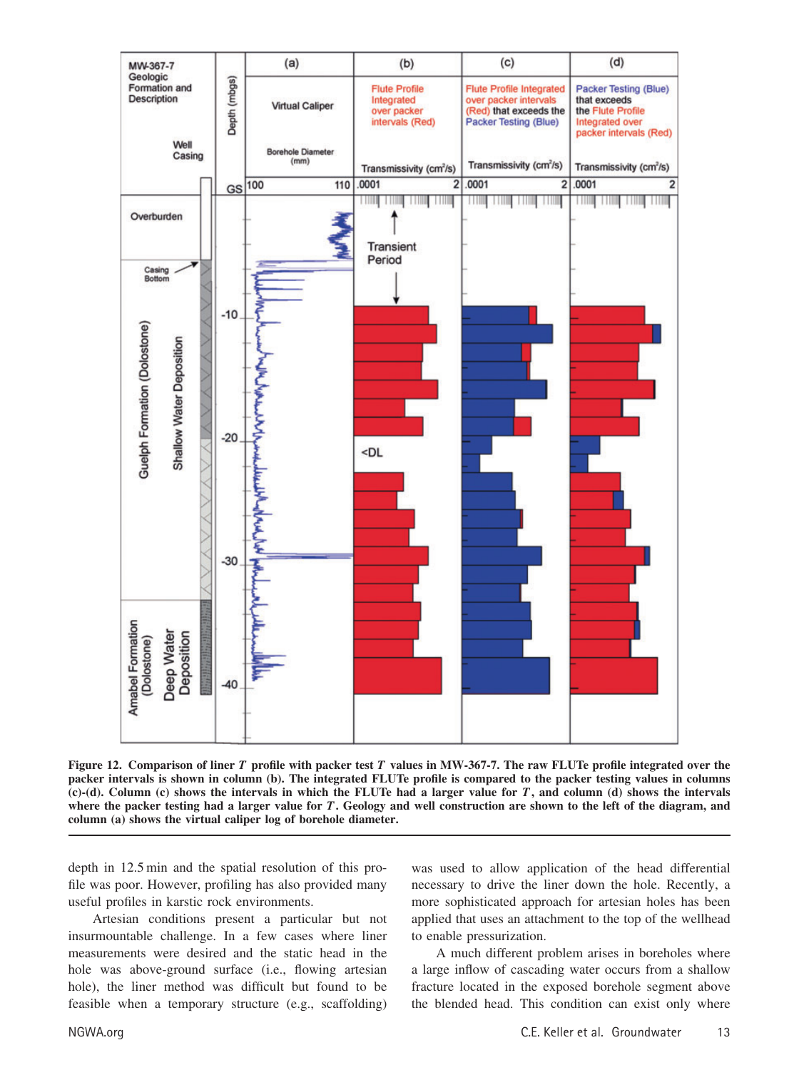**Figure 12. Comparison of liner $T$ profile with packer test $T$ values in MW-367-7. The raw FLUTe profile integrated over the packer intervals is shown in column (b). The integrated FLUTe profile is compared to the packer testing values in columns (c)-(d). Column (c) shows the intervals in which the FLUTe had a larger value for $T$, and column (d) shows the intervals where the packer testing had a larger value for $T$. Geology and well construction are shown to the left of the diagram, and column (a) shows the virtual caliper log of borehole diameter.**

depth in 12.5 min and the spatial resolution of this profile was poor. However, profiling has also provided many useful profiles in karstic rock environments.

Artesian conditions present a particular but not insurmountable challenge. In a few cases where liner measurements were desired and the static head in the hole was above-ground surface (i.e., flowing artesian hole), the liner method was difficult but found to be feasible when a temporary structure (e.g., scaffolding) was used to allow application of the head differential necessary to drive the liner down the hole. Recently, a more sophisticated approach for artesian holes has been applied that uses an attachment to the top of the wellhead to enable pressurization.

A much different problem arises in boreholes where a large inflow of cascading water occurs from a shallow fracture located in the exposed borehole segment above the blended head. This condition can exist only where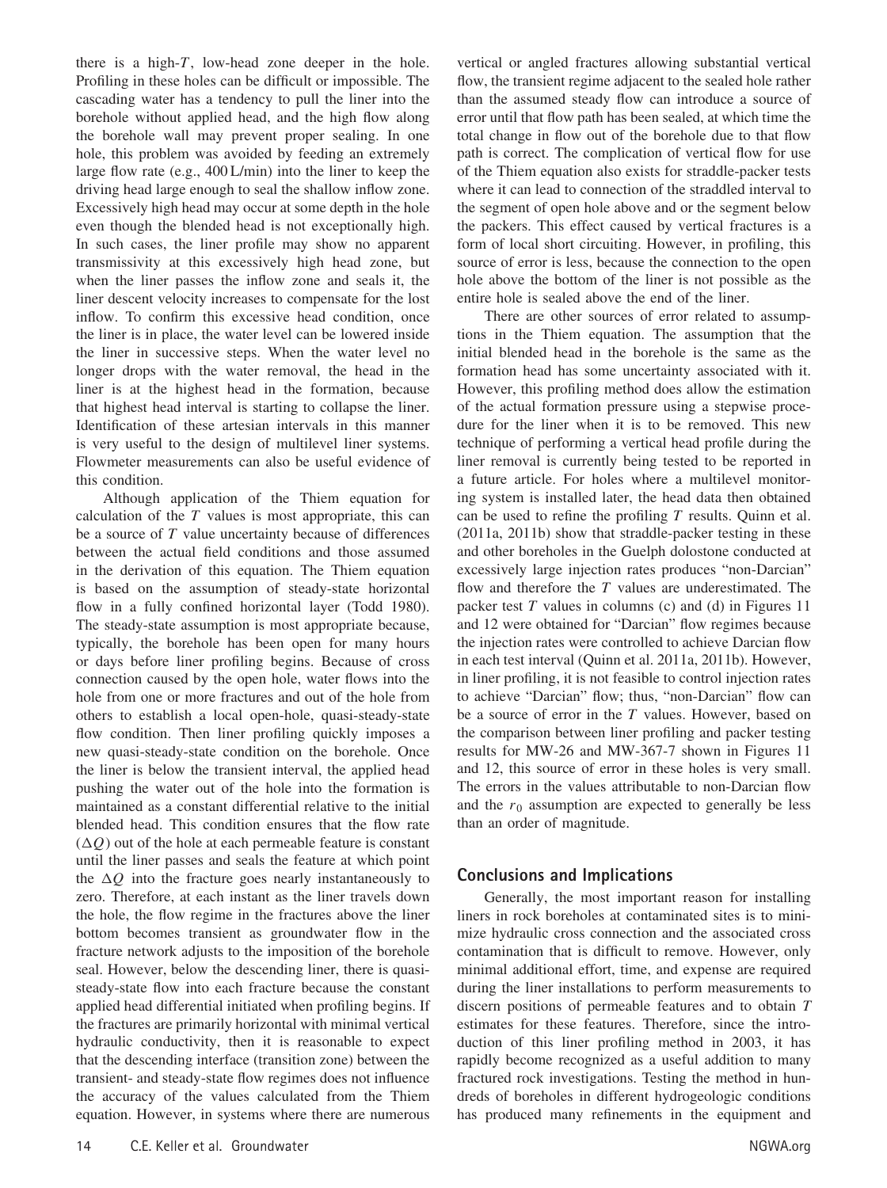there is a high-$T$, low-head zone deeper in the hole. Profiling in these holes can be difficult or impossible. The cascading water has a tendency to pull the liner into the borehole without applied head, and the high flow along the borehole wall may prevent proper sealing. In one hole, this problem was avoided by feeding an extremely large flow rate (e.g., 400 L/min) into the liner to keep the driving head large enough to seal the shallow inflow zone. Excessively high head may occur at some depth in the hole even though the blended head is not exceptionally high. In such cases, the liner profile may show no apparent transmissivity at this excessively high head zone, but when the liner passes the inflow zone and seals it, the liner descent velocity increases to compensate for the lost inflow. To confirm this excessive head condition, once the liner is in place, the water level can be lowered inside the liner in successive steps. When the water level no longer drops with the water removal, the head in the liner is at the highest head in the formation, because that highest head interval is starting to collapse the liner. Identification of these artesian intervals in this manner is very useful to the design of multilevel liner systems. Flowmeter measurements can also be useful evidence of this condition.

Although application of the Thiem equation for calculation of the $T$ values is most appropriate, this can be a source of $T$ value uncertainty because of differences between the actual field conditions and those assumed in the derivation of this equation. The Thiem equation is based on the assumption of steady-state horizontal flow in a fully confined horizontal layer (Todd 1980). The steady-state assumption is most appropriate because, typically, the borehole has been open for many hours or days before liner profiling begins. Because of cross connection caused by the open hole, water flows into the hole from one or more fractures and out of the hole from others to establish a local open-hole, quasi-steady-state flow condition. Then liner profiling quickly imposes a new quasi-steady-state condition on the borehole. Once the liner is below the transient interval, the applied head pushing the water out of the hole into the formation is maintained as a constant differential relative to the initial blended head. This condition ensures that the flow rate ($\Delta Q$) out of the hole at each permeable feature is constant until the liner passes and seals the feature at which point the $\Delta Q$ into the fracture goes nearly instantaneously to zero. Therefore, at each instant as the liner travels down the hole, the flow regime in the fractures above the liner bottom becomes transient as groundwater flow in the fracture network adjusts to the imposition of the borehole seal. However, below the descending liner, there is quasi-steady-state flow into each fracture because the constant applied head differential initiated when profiling begins. If the fractures are primarily horizontal with minimal vertical hydraulic conductivity, then it is reasonable to expect that the descending interface (transition zone) between the transient- and steady-state flow regimes does not influence the accuracy of the values calculated from the Thiem equation. However, in systems where there are numerous vertical or angled fractures allowing substantial vertical flow, the transient regime adjacent to the sealed hole rather than the assumed steady flow can introduce a source of error until that flow path has been sealed, at which time the total change in flow out of the borehole due to that flow path is correct. The complication of vertical flow for use of the Thiem equation also exists for straddle-packer tests where it can lead to connection of the straddled interval to the segment of open hole above and or the segment below the packers. This effect caused by vertical fractures is a form of local short circuiting. However, in profiling, this source of error is less, because the connection to the open hole above the bottom of the liner is not possible as the entire hole is sealed above the end of the liner.

There are other sources of error related to assumptions in the Thiem equation. The assumption that the initial blended head in the borehole is the same as the formation head has some uncertainty associated with it. However, this profiling method does allow the estimation of the actual formation pressure using a stepwise procedure for the liner when it is to be removed. This new technique of performing a vertical head profile during the liner removal is currently being tested to be reported in a future article. For holes where a multilevel monitoring system is installed later, the head data then obtained can be used to refine the profiling $T$ results. Quinn et al. (2011a, 2011b) show that straddle-packer testing in these and other boreholes in the Guelph dolostone conducted at excessively large injection rates produces "non-Darcian" flow and therefore the $T$ values are underestimated. The packer test $T$ values in columns (c) and (d) in Figures 11 and 12 were obtained for "Darcian" flow regimes because the injection rates were controlled to achieve Darcian flow in each test interval (Quinn et al. 2011a, 2011b). However, in liner profiling, it is not feasible to control injection rates to achieve "Darcian" flow; thus, "non-Darcian" flow can be a source of error in the $T$ values. However, based on the comparison between liner profiling and packer testing results for MW-26 and MW-367-7 shown in Figures 11 and 12, this source of error in these holes is very small. The errors in the values attributable to non-Darcian flow and the $r_0$ assumption are expected to generally be less than an order of magnitude.

## Conclusions and Implications

Generally, the most important reason for installing liners in rock boreholes at contaminated sites is to minimize hydraulic cross connection and the associated cross contamination that is difficult to remove. However, only minimal additional effort, time, and expense are required during the liner installations to perform measurements to discern positions of permeable features and to obtain $T$ estimates for these features. Therefore, since the introduction of this liner profiling method in 2003, it has rapidly become recognized as a useful addition to many fractured rock investigations. Testing the method in hundreds of boreholes in different hydrogeologic conditions has produced many refinements in the equipment and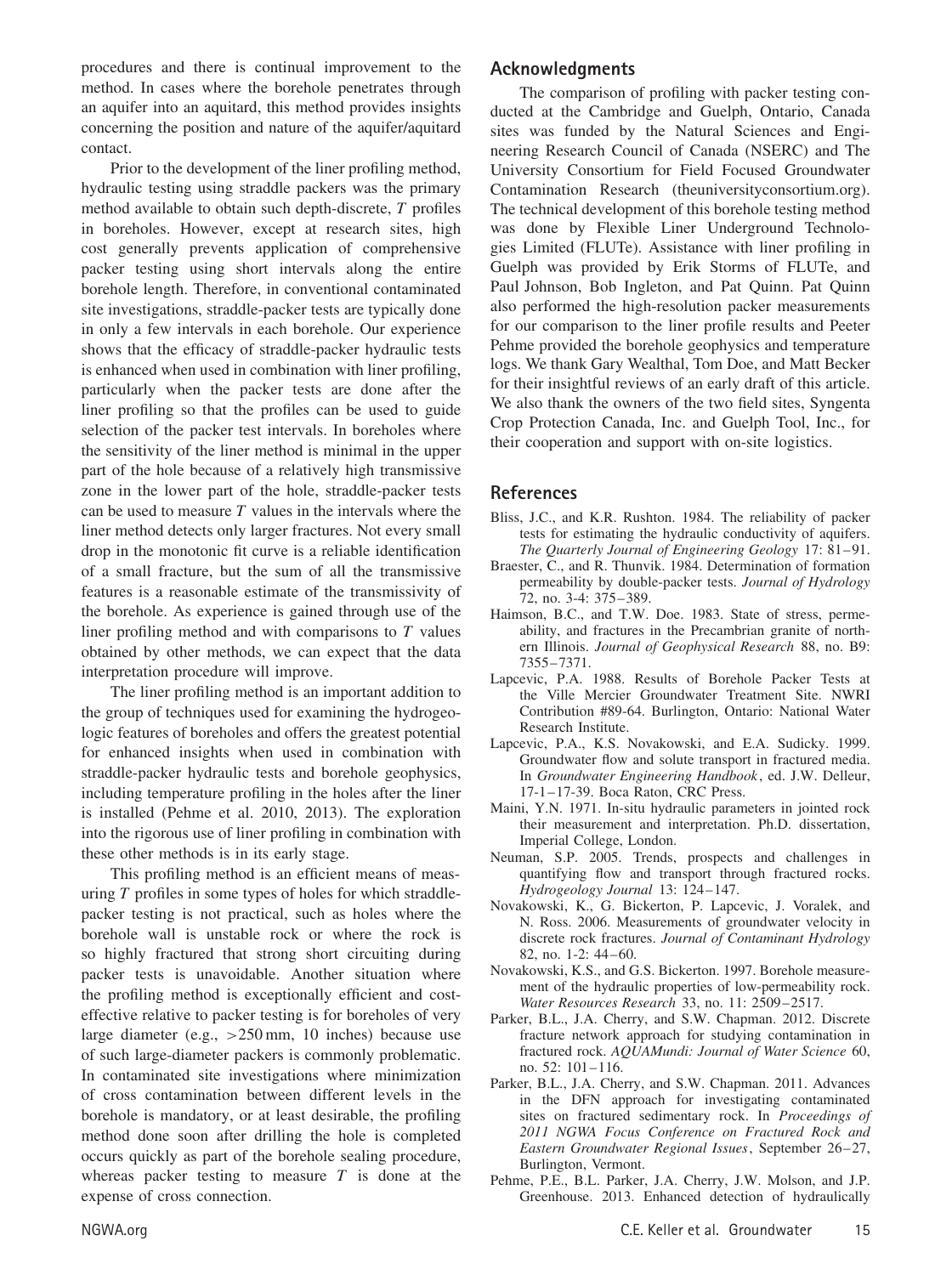procedures and there is continual improvement to the method. In cases where the borehole penetrates through an aquifer into an aquitard, this method provides insights concerning the position and nature of the aquifer/aquitard contact.

Prior to the development of the liner profiling method, hydraulic testing using straddle packers was the primary method available to obtain such depth-discrete, $T$ profiles in boreholes. However, except at research sites, high cost generally prevents application of comprehensive packer testing using short intervals along the entire borehole length. Therefore, in conventional contaminated site investigations, straddle-packer tests are typically done in only a few intervals in each borehole. Our experience shows that the efficacy of straddle-packer hydraulic tests is enhanced when used in combination with liner profiling, particularly when the packer tests are done after the liner profiling so that the profiles can be used to guide selection of the packer test intervals. In boreholes where the sensitivity of the liner method is minimal in the upper part of the hole because of a relatively high transmissive zone in the lower part of the hole, straddle-packer tests can be used to measure $T$ values in the intervals where the liner method detects only larger fractures. Not every small drop in the monotonic fit curve is a reliable identification of a small fracture, but the sum of all the transmissive features is a reasonable estimate of the transmissivity of the borehole. As experience is gained through use of the liner profiling method and with comparisons to $T$ values obtained by other methods, we can expect that the data interpretation procedure will improve.

The liner profiling method is an important addition to the group of techniques used for examining the hydrogeologic features of boreholes and offers the greatest potential for enhanced insights when used in combination with straddle-packer hydraulic tests and borehole geophysics, including temperature profiling in the holes after the liner is installed (Pehme et al. 2010, 2013). The exploration into the rigorous use of liner profiling in combination with these other methods is in its early stage.

This profiling method is an efficient means of measuring $T$ profiles in some types of holes for which straddle-packer testing is not practical, such as holes where the borehole wall is unstable rock or where the rock is so highly fractured that strong short circuiting during packer tests is unavoidable. Another situation where the profiling method is exceptionally efficient and cost-effective relative to packer testing is for boreholes of very large diameter (e.g., >250 mm, 10 inches) because use of such large-diameter packers is commonly problematic. In contaminated site investigations where minimization of cross contamination between different levels in the borehole is mandatory, or at least desirable, the profiling method done soon after drilling the hole is completed occurs quickly as part of the borehole sealing procedure, whereas packer testing to measure $T$ is done at the expense of cross connection.

## Acknowledgments

The comparison of profiling with packer testing conducted at the Cambridge and Guelph, Ontario, Canada sites was funded by the Natural Sciences and Engineering Research Council of Canada (NSERC) and The University Consortium for Field Focused Groundwater Contamination Research (theuniversityconsortium.org). The technical development of this borehole testing method was done by Flexible Liner Underground Technologies Limited (FLUTe). Assistance with liner profiling in Guelph was provided by Erik Storms of FLUTe, and Paul Johnson, Bob Ingleton, and Pat Quinn. Pat Quinn also performed the high-resolution packer measurements for our comparison to the liner profile results and Peeter Pehme provided the borehole geophysics and temperature logs. We thank Gary Wealthal, Tom Doe, and Matt Becker for their insightful reviews of an early draft of this article. We also thank the owners of the two field sites, Syngenta Crop Protection Canada, Inc. and Guelph Tool, Inc., for their cooperation and support with on-site logistics.

## References

Bliss, J.C., and K.R. Rushton. 1984. The reliability of packer tests for estimating the hydraulic conductivity of aquifers. *The Quarterly Journal of Engineering Geology* 17: 81–91.

Braester, C., and R. Thunvik. 1984. Determination of formation permeability by double-packer tests. *Journal of Hydrology* 72, no. 3-4: 375–389.

Haimson, B.C., and T.W. Doe. 1983. State of stress, permeability, and fractures in the Precambrian granite of northern Illinois. *Journal of Geophysical Research* 88, no. B9: 7355–7371.

Lapcevic, P.A. 1988. Results of Borehole Packer Tests at the Ville Mercier Groundwater Treatment Site. NWRI Contribution #89-64. Burlington, Ontario: National Water Research Institute.

Lapcevic, P.A., K.S. Novakowski, and E.A. Sudicky. 1999. Groundwater flow and solute transport in fractured media. In *Groundwater Engineering Handbook*, ed. J.W. Delleur, 17-1–17-39. Boca Raton, CRC Press.

Maini, Y.N. 1971. In-situ hydraulic parameters in jointed rock their measurement and interpretation. Ph.D. dissertation, Imperial College, London.

Neuman, S.P. 2005. Trends, prospects and challenges in quantifying flow and transport through fractured rocks. *Hydrogeology Journal* 13: 124–147.

Novakowski, K., G. Bickerton, P. Lapcevic, J. Voralek, and N. Ross. 2006. Measurements of groundwater velocity in discrete rock fractures. *Journal of Contaminant Hydrology* 82, no. 1-2: 44–60.

Novakowski, K.S., and G.S. Bickerton. 1997. Borehole measurement of the hydraulic properties of low-permeability rock. *Water Resources Research* 33, no. 11: 2509–2517.

Parker, B.L., J.A. Cherry, and S.W. Chapman. 2012. Discrete fracture network approach for studying contamination in fractured rock. *AQUAMundi: Journal of Water Science* 60, no. 52: 101–116.

Parker, B.L., J.A. Cherry, and S.W. Chapman. 2011. Advances in the DFN approach for investigating contaminated sites on fractured sedimentary rock. In *Proceedings of 2011 NGWA Focus Conference on Fractured Rock and Eastern Groundwater Regional Issues*, September 26–27, Burlington, Vermont.

Pehme, P.E., B.L. Parker, J.A. Cherry, J.W. Molson, and J.P. Greenhouse. 2013. Enhanced detection of hydraulically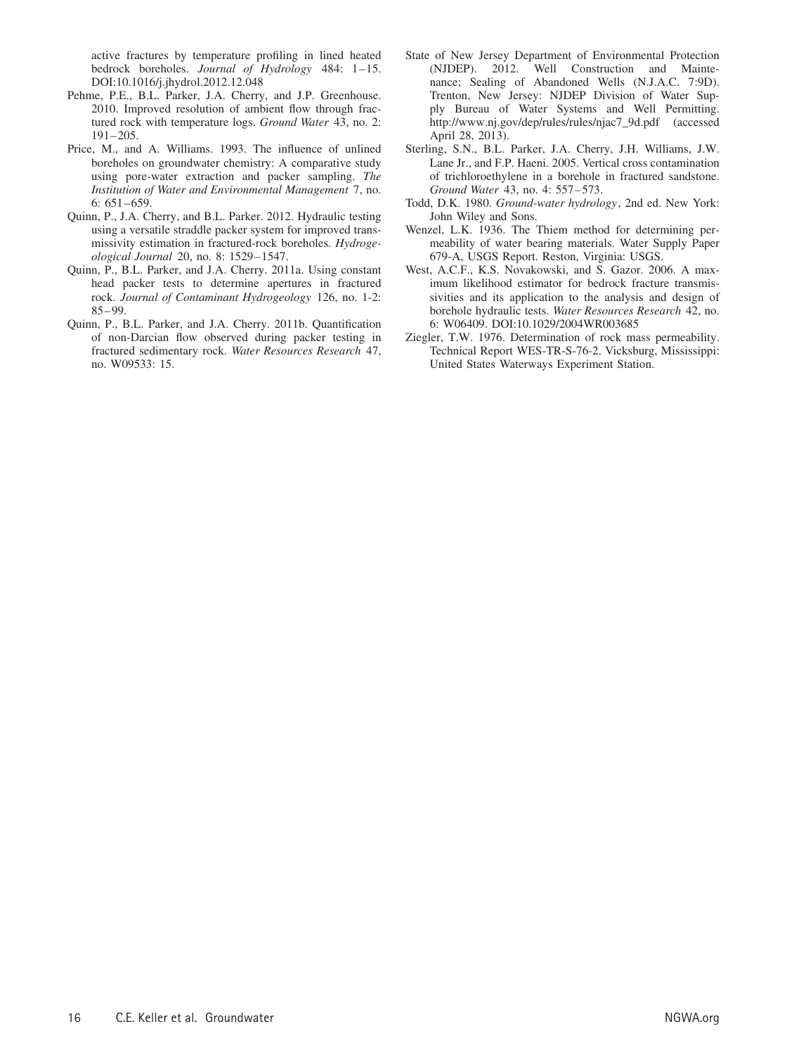active fractures by temperature profiling in lined heated bedrock boreholes. *Journal of Hydrology* 484: 1–15. DOI:10.1016/j.jhydrol.2012.12.048

Pehme, P.E., B.L. Parker, J.A. Cherry, and J.P. Greenhouse. 2010. Improved resolution of ambient flow through fractured rock with temperature logs. *Ground Water* 43, no. 2: 191–205.

Price, M., and A. Williams. 1993. The influence of unlined boreholes on groundwater chemistry: A comparative study using pore-water extraction and packer sampling. *The Institution of Water and Environmental Management* 7, no. 6: 651–659.

Quinn, P., J.A. Cherry, and B.L. Parker. 2012. Hydraulic testing using a versatile straddle packer system for improved transmissivity estimation in fractured-rock boreholes. *Hydrogeological Journal* 20, no. 8: 1529–1547.

Quinn, P., B.L. Parker, and J.A. Cherry. 2011a. Using constant head packer tests to determine apertures in fractured rock. *Journal of Contaminant Hydrogeology* 126, no. 1-2: 85–99.

Quinn, P., B.L. Parker, and J.A. Cherry. 2011b. Quantification of non-Darcian flow observed during packer testing in fractured sedimentary rock. *Water Resources Research* 47, no. W09533: 15.

State of New Jersey Department of Environmental Protection (NJDEP). 2012. Well Construction and Maintenance; Sealing of Abandoned Wells (N.J.A.C. 7:9D). Trenton, New Jersey: NJDEP Division of Water Supply Bureau of Water Systems and Well Permitting. http://www.nj.gov/dep/rules/rules/njac7_9d.pdf (accessed April 28, 2013).

Sterling, S.N., B.L. Parker, J.A. Cherry, J.H. Williams, J.W. Lane Jr., and F.P. Haeni. 2005. Vertical cross contamination of trichloroethylene in a borehole in fractured sandstone. *Ground Water* 43, no. 4: 557–573.

Todd, D.K. 1980. *Ground-water hydrology*, 2nd ed. New York: John Wiley and Sons.

Wenzel, L.K. 1936. The Thiem method for determining permeability of water bearing materials. Water Supply Paper 679-A, USGS Report. Reston, Virginia: USGS.

West, A.C.F., K.S. Novakowski, and S. Gazor. 2006. A maximum likelihood estimator for bedrock fracture transmissivities and its application to the analysis and design of borehole hydraulic tests. *Water Resources Research* 42, no. 6: W06409. DOI:10.1029/2004WR003685

Ziegler, T.W. 1976. Determination of rock mass permeability. Technical Report WES-TR-S-76-2. Vicksburg, Mississippi: United States Waterways Experiment Station.